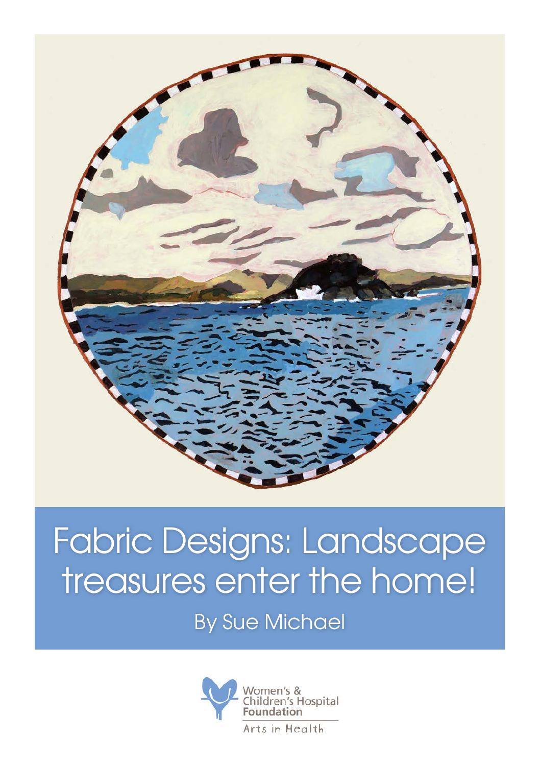# Fabric Designs: Landscape treasures enter the home!

By Sue Michael

Women's & Children's Hospital Foundation

Arts in Health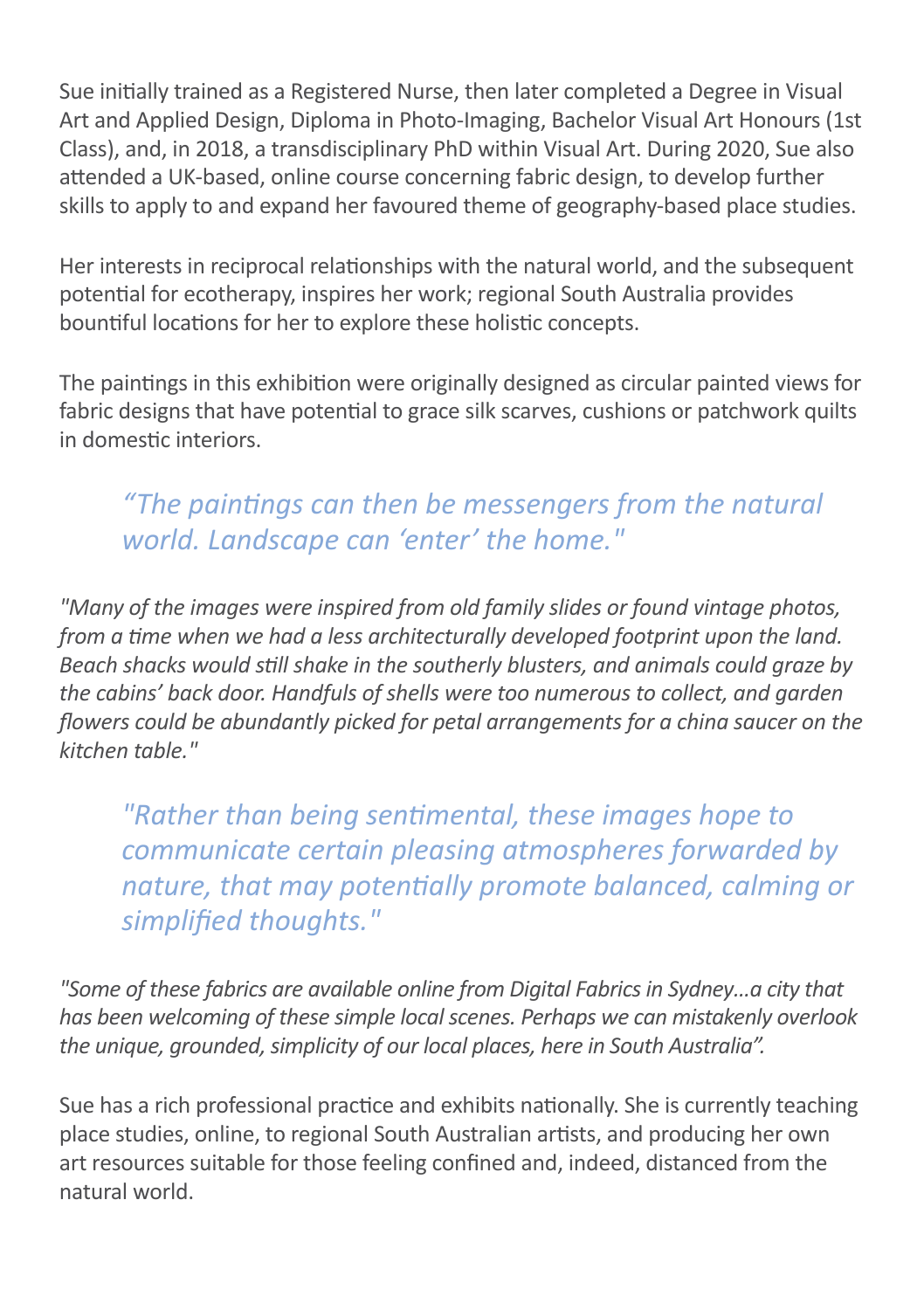Sue initially trained as a Registered Nurse, then later completed a Degree in Visual Art and Applied Design, Diploma in Photo-Imaging, Bachelor Visual Art Honours (1st Class), and, in 2018, a transdisciplinary PhD within Visual Art. During 2020, Sue also attended a UK-based, online course concerning fabric design, to develop further skills to apply to and expand her favoured theme of geography-based place studies.

Her interests in reciprocal relationships with the natural world, and the subsequent potential for ecotherapy, inspires her work; regional South Australia provides bountiful locations for her to explore these holistic concepts.

The paintings in this exhibition were originally designed as circular painted views for fabric designs that have potential to grace silk scarves, cushions or patchwork quilts in domestic interiors.

> *“The paintings can then be messengers from the natural world. Landscape can ‘enter’ the home."*

*"Many of the images were inspired from old family slides or found vintage photos, from a time when we had a less architecturally developed footprint upon the land. Beach shacks would still shake in the southerly blusters, and animals could graze by the cabins’ back door. Handfuls of shells were too numerous to collect, and garden flowers could be abundantly picked for petal arrangements for a china saucer on the kitchen table."*

> *"Rather than being sentimental, these images hope to communicate certain pleasing atmospheres forwarded by nature, that may potentially promote balanced, calming or simplified thoughts."*

*"Some of these fabrics are available online from Digital Fabrics in Sydney...a city that has been welcoming of these simple local scenes. Perhaps we can mistakenly overlook the unique, grounded, simplicity of our local places, here in South Australia”.*

Sue has a rich professional practice and exhibits nationally. She is currently teaching place studies, online, to regional South Australian artists, and producing her own art resources suitable for those feeling confined and, indeed, distanced from the natural world.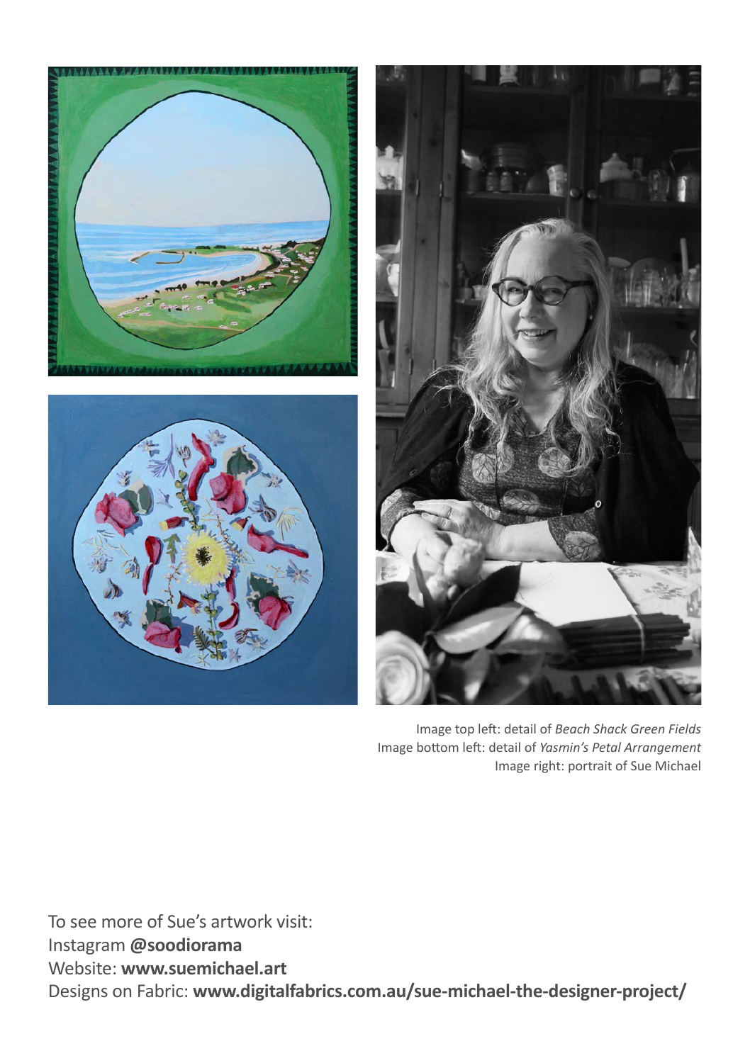Image top left: detail of *Beach Shack Green Fields*
Image bottom left: detail of *Yasmin's Petal Arrangement*
Image right: portrait of Sue Michael

To see more of Sue's artwork visit:
Instagram **@soodiorama**
Website: **www.suemichael.art**
Designs on Fabric: **www.digitalfabrics.com.au/sue-michael-the-designer-project/**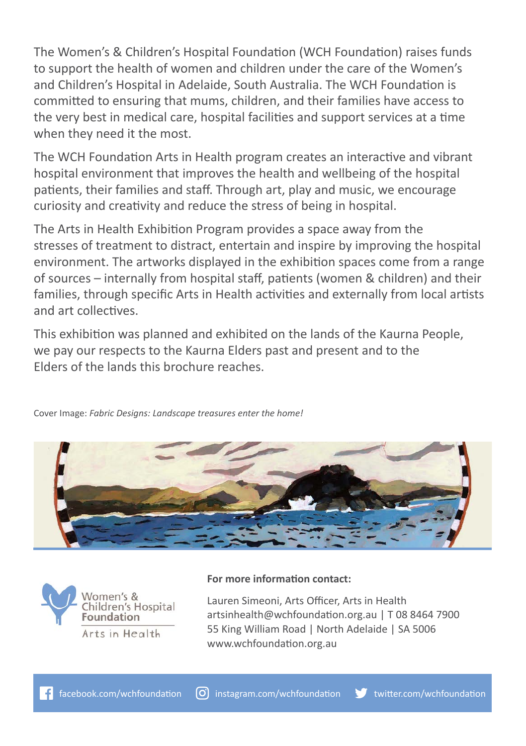The Women's & Children's Hospital Foundation (WCH Foundation) raises funds to support the health of women and children under the care of the Women's and Children's Hospital in Adelaide, South Australia. The WCH Foundation is committed to ensuring that mums, children, and their families have access to the very best in medical care, hospital facilities and support services at a time when they need it the most.

The WCH Foundation Arts in Health program creates an interactive and vibrant hospital environment that improves the health and wellbeing of the hospital patients, their families and staff. Through art, play and music, we encourage curiosity and creativity and reduce the stress of being in hospital.

The Arts in Health Exhibition Program provides a space away from the stresses of treatment to distract, entertain and inspire by improving the hospital environment. The artworks displayed in the exhibition spaces come from a range of sources – internally from hospital staff, patients (women & children) and their families, through specific Arts in Health activities and externally from local artists and art collectives.

This exhibition was planned and exhibited on the lands of the Kaurna People, we pay our respects to the Kaurna Elders past and present and to the Elders of the lands this brochure reaches.

Cover Image: *Fabric Designs: Landscape treasures enter the home!*

Women's & Children's Hospital **Foundation**
Arts in Health

**For more information contact:**

Lauren Simeoni, Arts Officer, Arts in Health
artsinhealth@wchfoundation.org.au | T 08 8464 7900
55 King William Road | North Adelaide | SA 5006
www.wchfoundation.org.au

facebook.com/wchfoundation
instagram.com/wchfoundation
twitter.com/wchfoundation